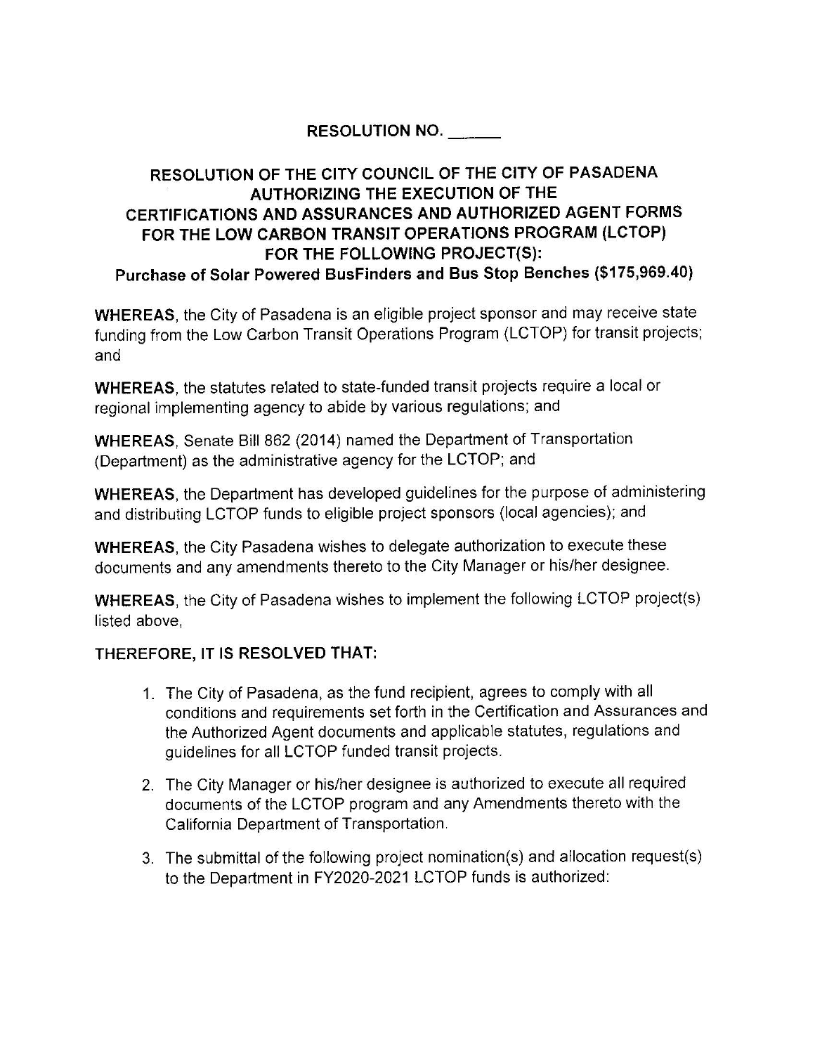## RESOLUTION NO. ______

## RESOLUTION OF THE CITY COUNCIL OF THE CITY OF PASADENA AUTHORIZING THE EXECUTION OF THE CERTIFICATIONS AND ASSURANCES AND AUTHORIZED AGENT FORMS FOR THE LOW CARBON TRANSIT OPERATIONS PROGRAM (LCTOP) FOR THE FOLLOWING PROJECT(S): Purchase of Solar Powered BusFinders and Bus Stop Benches ($175,969.40)

**WHEREAS**, the City of Pasadena is an eligible project sponsor and may receive state funding from the Low Carbon Transit Operations Program (LCTOP) for transit projects; and

**WHEREAS**, the statutes related to state-funded transit projects require a local or regional implementing agency to abide by various regulations; and

**WHEREAS**, Senate Bill 862 (2014) named the Department of Transportation (Department) as the administrative agency for the LCTOP; and

**WHEREAS**, the Department has developed guidelines for the purpose of administering and distributing LCTOP funds to eligible project sponsors (local agencies); and

**WHEREAS**, the City Pasadena wishes to delegate authorization to execute these documents and any amendments thereto to the City Manager or his/her designee.

**WHEREAS**, the City of Pasadena wishes to implement the following LCTOP project(s) listed above,

**THEREFORE, IT IS RESOLVED THAT:**

1. The City of Pasadena, as the fund recipient, agrees to comply with all conditions and requirements set forth in the Certification and Assurances and the Authorized Agent documents and applicable statutes, regulations and guidelines for all LCTOP funded transit projects.
2. The City Manager or his/her designee is authorized to execute all required documents of the LCTOP program and any Amendments thereto with the California Department of Transportation.
3. The submittal of the following project nomination(s) and allocation request(s) to the Department in FY2020-2021 LCTOP funds is authorized: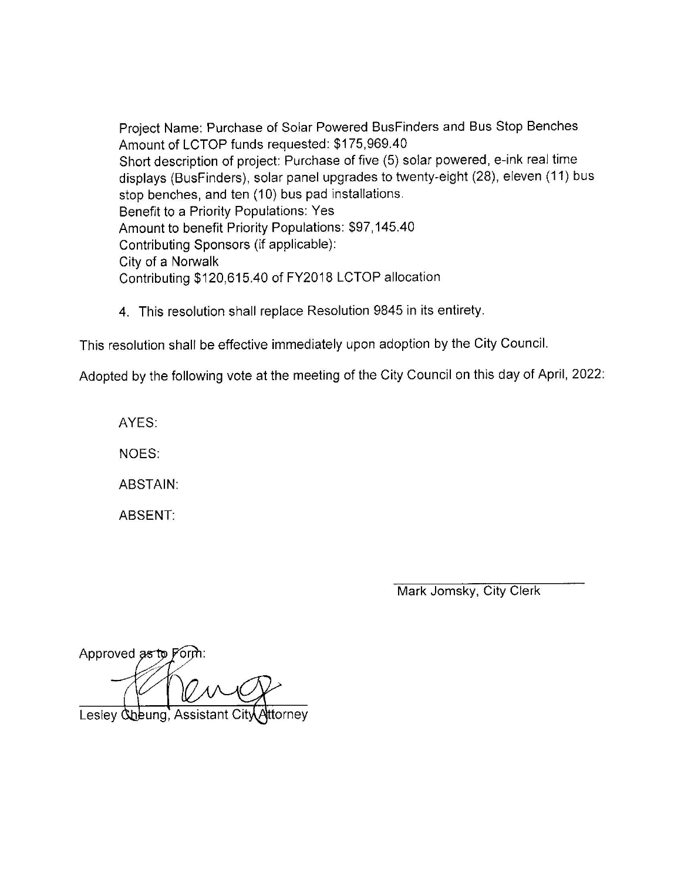Project Name: Purchase of Solar Powered BusFinders and Bus Stop Benches
Amount of LCTOP funds requested: $175,969.40
Short description of project: Purchase of five (5) solar powered, e-ink real time displays (BusFinders), solar panel upgrades to twenty-eight (28), eleven (11) bus stop benches, and ten (10) bus pad installations.
Benefit to a Priority Populations: Yes
Amount to benefit Priority Populations: $97,145.40
Contributing Sponsors (if applicable):
City of a Norwalk
Contributing $120,615.40 of FY2018 LCTOP allocation

4. This resolution shall replace Resolution 9845 in its entirety.

This resolution shall be effective immediately upon adoption by the City Council.

Adopted by the following vote at the meeting of the City Council on this day of April, 2022:

AYES:

NOES:

ABSTAIN:

ABSENT:

Mark Jomsky, City Clerk

Approved as to Form:

Lesley Cheung, Assistant City Attorney